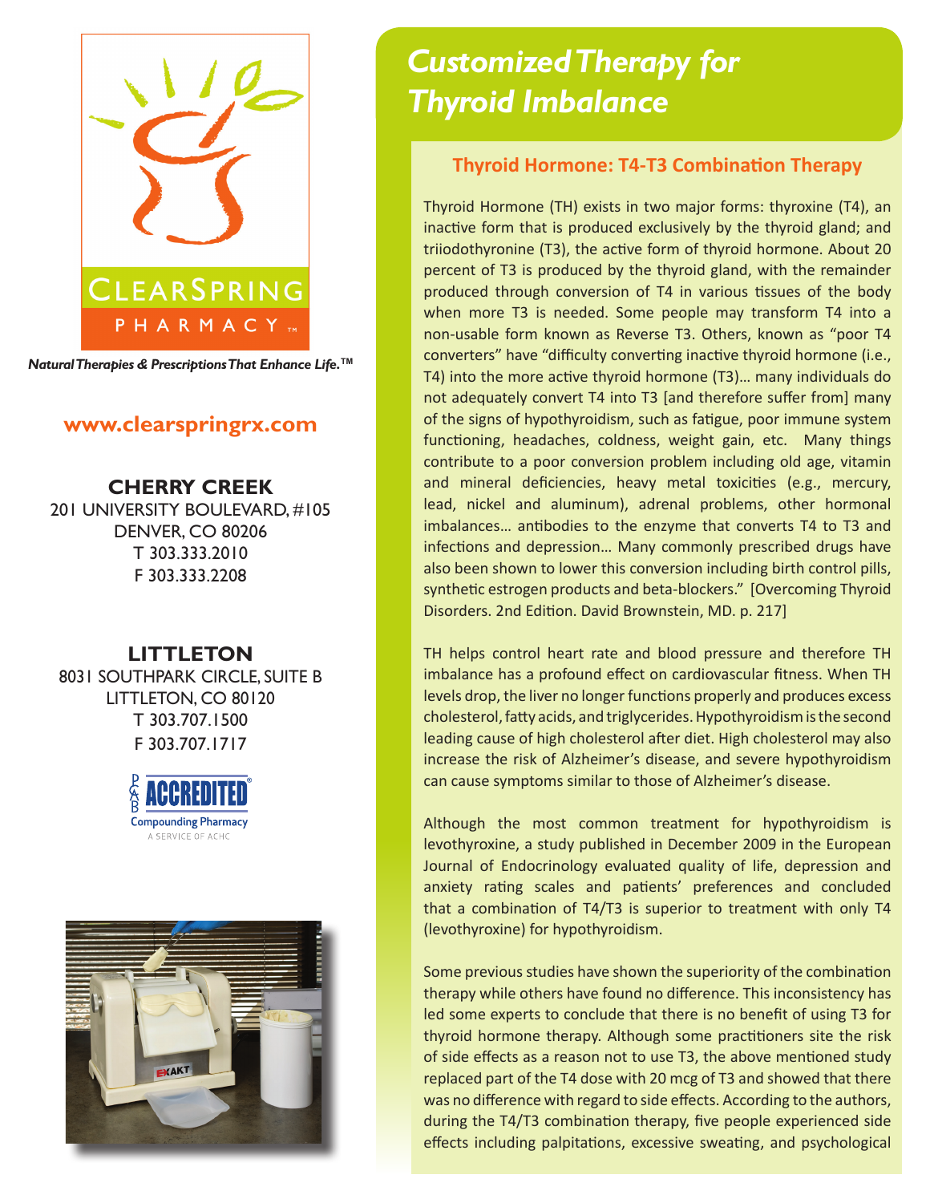CLEARSPRING PHARMACY™

*Natural Therapies & Prescriptions That Enhance Life.™*

**www.clearspringrx.com**

**CHERRY CREEK**
201 UNIVERSITY BOULEVARD, #105
DENVER, CO 80206
T 303.333.2010
F 303.333.2208

**LITTLETON**
8031 SOUTHPARK CIRCLE, SUITE B
LITTLETON, CO 80120
T 303.707.1500
F 303.707.1717

PCAB ACCREDITED® Compounding Pharmacy
A SERVICE OF ACHC

# *Customized Therapy for Thyroid Imbalance*

## Thyroid Hormone: T4-T3 Combination Therapy

Thyroid Hormone (TH) exists in two major forms: thyroxine (T4), an inactive form that is produced exclusively by the thyroid gland; and triiodothyronine (T3), the active form of thyroid hormone. About 20 percent of T3 is produced by the thyroid gland, with the remainder produced through conversion of T4 in various tissues of the body when more T3 is needed. Some people may transform T4 into a non-usable form known as Reverse T3. Others, known as "poor T4 converters" have "difficulty converting inactive thyroid hormone (i.e., T4) into the more active thyroid hormone (T3)… many individuals do not adequately convert T4 into T3 [and therefore suffer from] many of the signs of hypothyroidism, such as fatigue, poor immune system functioning, headaches, coldness, weight gain, etc. Many things contribute to a poor conversion problem including old age, vitamin and mineral deficiencies, heavy metal toxicities (e.g., mercury, lead, nickel and aluminum), adrenal problems, other hormonal imbalances… antibodies to the enzyme that converts T4 to T3 and infections and depression… Many commonly prescribed drugs have also been shown to lower this conversion including birth control pills, synthetic estrogen products and beta-blockers." [Overcoming Thyroid Disorders. 2nd Edition. David Brownstein, MD. p. 217]

TH helps control heart rate and blood pressure and therefore TH imbalance has a profound effect on cardiovascular fitness. When TH levels drop, the liver no longer functions properly and produces excess cholesterol, fatty acids, and triglycerides. Hypothyroidism is the second leading cause of high cholesterol after diet. High cholesterol may also increase the risk of Alzheimer's disease, and severe hypothyroidism can cause symptoms similar to those of Alzheimer's disease.

Although the most common treatment for hypothyroidism is levothyroxine, a study published in December 2009 in the European Journal of Endocrinology evaluated quality of life, depression and anxiety rating scales and patients' preferences and concluded that a combination of T4/T3 is superior to treatment with only T4 (levothyroxine) for hypothyroidism.

Some previous studies have shown the superiority of the combination therapy while others have found no difference. This inconsistency has led some experts to conclude that there is no benefit of using T3 for thyroid hormone therapy. Although some practitioners site the risk of side effects as a reason not to use T3, the above mentioned study replaced part of the T4 dose with 20 mcg of T3 and showed that there was no difference with regard to side effects. According to the authors, during the T4/T3 combination therapy, five people experienced side effects including palpitations, excessive sweating, and psychological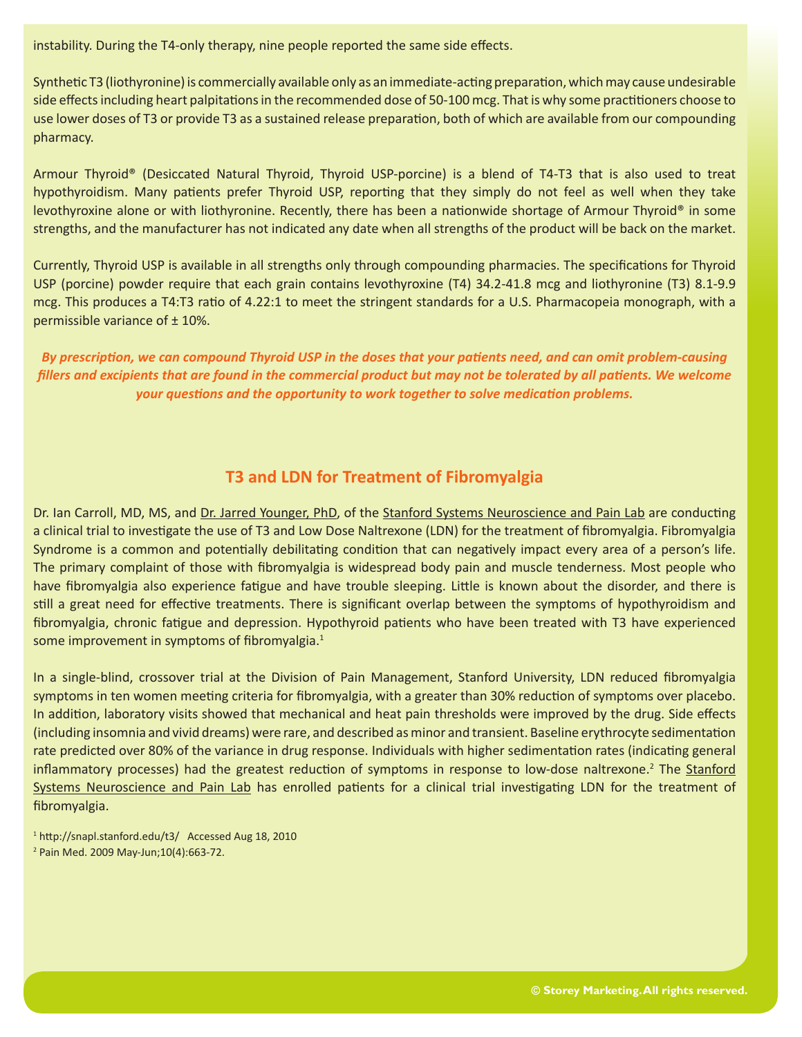instability. During the T4-only therapy, nine people reported the same side effects.

Synthetic T3 (liothyronine) is commercially available only as an immediate-acting preparation, which may cause undesirable side effects including heart palpitations in the recommended dose of 50-100 mcg. That is why some practitioners choose to use lower doses of T3 or provide T3 as a sustained release preparation, both of which are available from our compounding pharmacy.

Armour Thyroid® (Desiccated Natural Thyroid, Thyroid USP-porcine) is a blend of T4-T3 that is also used to treat hypothyroidism. Many patients prefer Thyroid USP, reporting that they simply do not feel as well when they take levothyroxine alone or with liothyronine. Recently, there has been a nationwide shortage of Armour Thyroid® in some strengths, and the manufacturer has not indicated any date when all strengths of the product will be back on the market.

Currently, Thyroid USP is available in all strengths only through compounding pharmacies. The specifications for Thyroid USP (porcine) powder require that each grain contains levothyroxine (T4) 34.2-41.8 mcg and liothyronine (T3) 8.1-9.9 mcg. This produces a T4:T3 ratio of 4.22:1 to meet the stringent standards for a U.S. Pharmacopeia monograph, with a permissible variance of ± 10%.

***By prescription, we can compound Thyroid USP in the doses that your patients need, and can omit problem-causing fillers and excipients that are found in the commercial product but may not be tolerated by all patients. We welcome your questions and the opportunity to work together to solve medication problems.***

## T3 and LDN for Treatment of Fibromyalgia

Dr. Ian Carroll, MD, MS, and Dr. Jarred Younger, PhD, of the Stanford Systems Neuroscience and Pain Lab are conducting a clinical trial to investigate the use of T3 and Low Dose Naltrexone (LDN) for the treatment of fibromyalgia. Fibromyalgia Syndrome is a common and potentially debilitating condition that can negatively impact every area of a person's life. The primary complaint of those with fibromyalgia is widespread body pain and muscle tenderness. Most people who have fibromyalgia also experience fatigue and have trouble sleeping. Little is known about the disorder, and there is still a great need for effective treatments. There is significant overlap between the symptoms of hypothyroidism and fibromyalgia, chronic fatigue and depression. Hypothyroid patients who have been treated with T3 have experienced some improvement in symptoms of fibromyalgia.[1]

In a single-blind, crossover trial at the Division of Pain Management, Stanford University, LDN reduced fibromyalgia symptoms in ten women meeting criteria for fibromyalgia, with a greater than 30% reduction of symptoms over placebo. In addition, laboratory visits showed that mechanical and heat pain thresholds were improved by the drug. Side effects (including insomnia and vivid dreams) were rare, and described as minor and transient. Baseline erythrocyte sedimentation rate predicted over 80% of the variance in drug response. Individuals with higher sedimentation rates (indicating general inflammatory processes) had the greatest reduction of symptoms in response to low-dose naltrexone.[2] The Stanford Systems Neuroscience and Pain Lab has enrolled patients for a clinical trial investigating LDN for the treatment of fibromyalgia.

[1] http://snapl.stanford.edu/t3/ Accessed Aug 18, 2010

[2] Pain Med. 2009 May-Jun;10(4):663-72.

© Storey Marketing. All rights reserved.